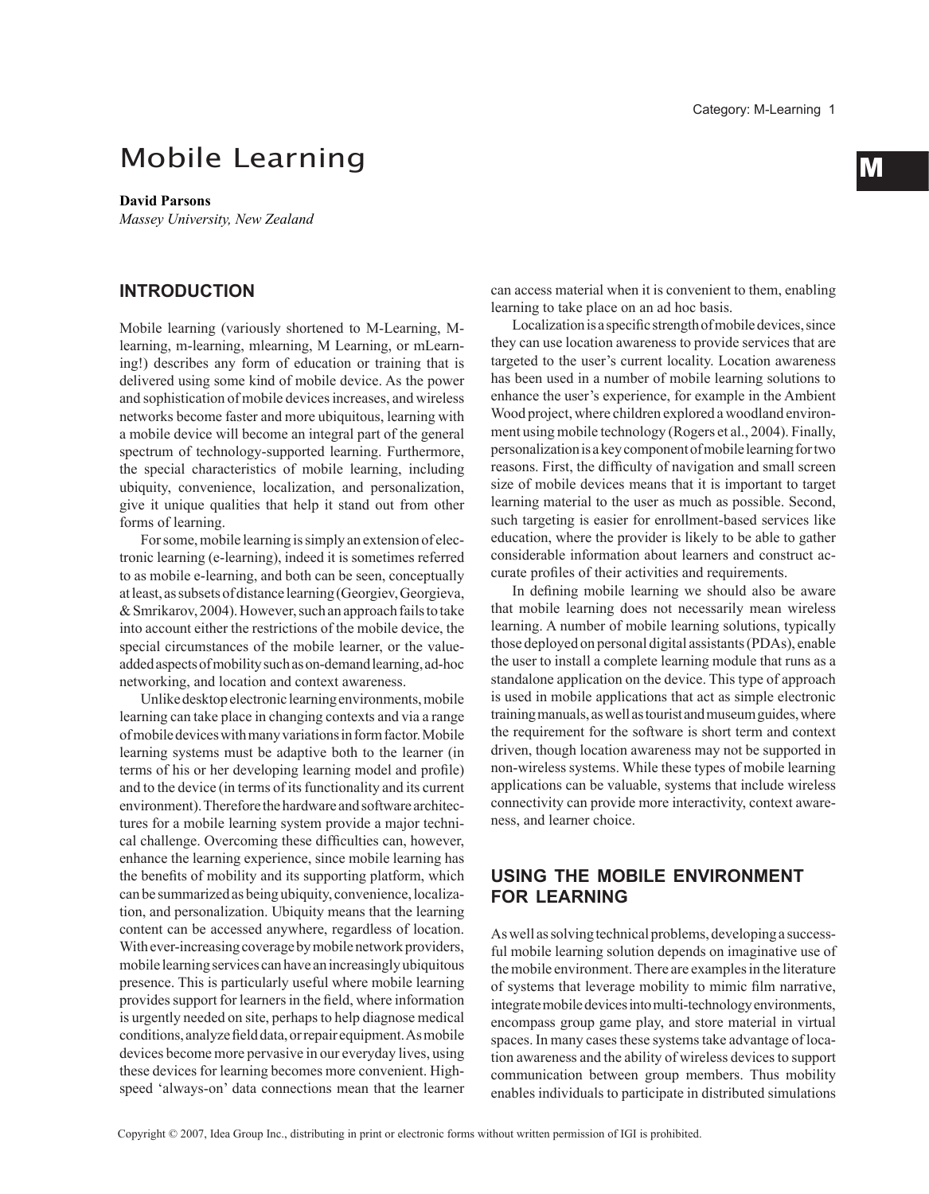# Mobile Learning

**David Parsons**
*Massey University, New Zealand*

## INTRODUCTION

Mobile learning (variously shortened to M-Learning, M-learning, m-learning, mlearning, M Learning, or mLearning!) describes any form of education or training that is delivered using some kind of mobile device. As the power and sophistication of mobile devices increases, and wireless networks become faster and more ubiquitous, learning with a mobile device will become an integral part of the general spectrum of technology-supported learning. Furthermore, the special characteristics of mobile learning, including ubiquity, convenience, localization, and personalization, give it unique qualities that help it stand out from other forms of learning.

For some, mobile learning is simply an extension of electronic learning (e-learning), indeed it is sometimes referred to as mobile e-learning, and both can be seen, conceptually at least, as subsets of distance learning (Georgiev, Georgieva, & Smrikarov, 2004). However, such an approach fails to take into account either the restrictions of the mobile device, the special circumstances of the mobile learner, or the value-added aspects of mobility such as on-demand learning, ad-hoc networking, and location and context awareness.

Unlike desktop electronic learning environments, mobile learning can take place in changing contexts and via a range of mobile devices with many variations in form factor. Mobile learning systems must be adaptive both to the learner (in terms of his or her developing learning model and profile) and to the device (in terms of its functionality and its current environment). Therefore the hardware and software architectures for a mobile learning system provide a major technical challenge. Overcoming these difficulties can, however, enhance the learning experience, since mobile learning has the benefits of mobility and its supporting platform, which can be summarized as being ubiquity, convenience, localization, and personalization. Ubiquity means that the learning content can be accessed anywhere, regardless of location. With ever-increasing coverage by mobile network providers, mobile learning services can have an increasingly ubiquitous presence. This is particularly useful where mobile learning provides support for learners in the field, where information is urgently needed on site, perhaps to help diagnose medical conditions, analyze field data, or repair equipment. As mobile devices become more pervasive in our everyday lives, using these devices for learning becomes more convenient. High-speed 'always-on' data connections mean that the learner can access material when it is convenient to them, enabling learning to take place on an ad hoc basis.

Localization is a specific strength of mobile devices, since they can use location awareness to provide services that are targeted to the user's current locality. Location awareness has been used in a number of mobile learning solutions to enhance the user's experience, for example in the Ambient Wood project, where children explored a woodland environment using mobile technology (Rogers et al., 2004). Finally, personalization is a key component of mobile learning for two reasons. First, the difficulty of navigation and small screen size of mobile devices means that it is important to target learning material to the user as much as possible. Second, such targeting is easier for enrollment-based services like education, where the provider is likely to be able to gather considerable information about learners and construct accurate profiles of their activities and requirements.

In defining mobile learning we should also be aware that mobile learning does not necessarily mean wireless learning. A number of mobile learning solutions, typically those deployed on personal digital assistants (PDAs), enable the user to install a complete learning module that runs as a standalone application on the device. This type of approach is used in mobile applications that act as simple electronic training manuals, as well as tourist and museum guides, where the requirement for the software is short term and context driven, though location awareness may not be supported in non-wireless systems. While these types of mobile learning applications can be valuable, systems that include wireless connectivity can provide more interactivity, context awareness, and learner choice.

## USING THE MOBILE ENVIRONMENT FOR LEARNING

As well as solving technical problems, developing a successful mobile learning solution depends on imaginative use of the mobile environment. There are examples in the literature of systems that leverage mobility to mimic film narrative, integrate mobile devices into multi-technology environments, encompass group game play, and store material in virtual spaces. In many cases these systems take advantage of location awareness and the ability of wireless devices to support communication between group members. Thus mobility enables individuals to participate in distributed simulations

Copyright © 2007, Idea Group Inc., distributing in print or electronic forms without written permission of IGI is prohibited.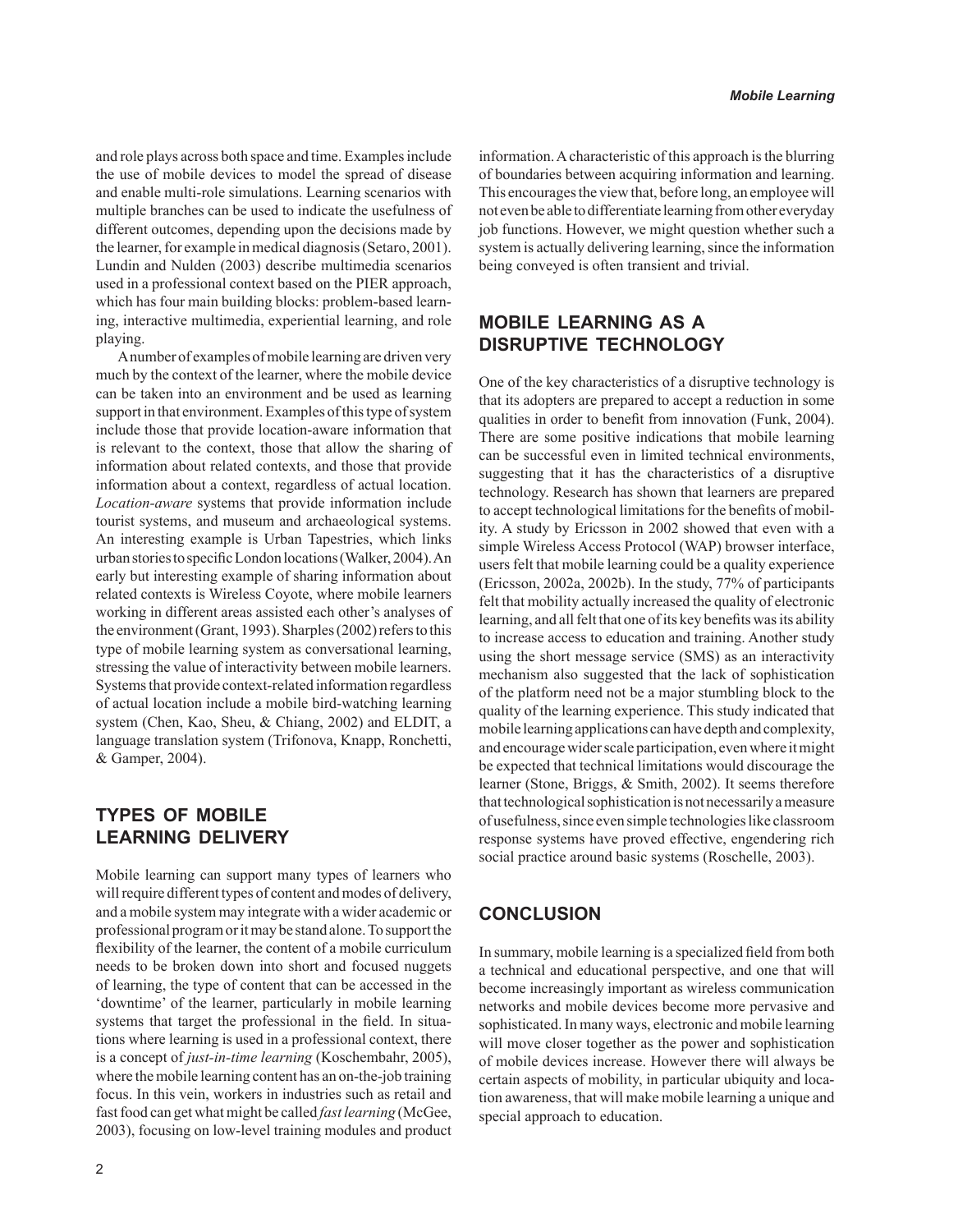and role plays across both space and time. Examples include the use of mobile devices to model the spread of disease and enable multi-role simulations. Learning scenarios with multiple branches can be used to indicate the usefulness of different outcomes, depending upon the decisions made by the learner, for example in medical diagnosis (Setaro, 2001). Lundin and Nulden (2003) describe multimedia scenarios used in a professional context based on the PIER approach, which has four main building blocks: problem-based learning, interactive multimedia, experiential learning, and role playing.

A number of examples of mobile learning are driven very much by the context of the learner, where the mobile device can be taken into an environment and be used as learning support in that environment. Examples of this type of system include those that provide location-aware information that is relevant to the context, those that allow the sharing of information about related contexts, and those that provide information about a context, regardless of actual location. *Location-aware* systems that provide information include tourist systems, and museum and archaeological systems. An interesting example is Urban Tapestries, which links urban stories to specific London locations (Walker, 2004). An early but interesting example of sharing information about related contexts is Wireless Coyote, where mobile learners working in different areas assisted each other's analyses of the environment (Grant, 1993). Sharples (2002) refers to this type of mobile learning system as conversational learning, stressing the value of interactivity between mobile learners. Systems that provide context-related information regardless of actual location include a mobile bird-watching learning system (Chen, Kao, Sheu, & Chiang, 2002) and ELDIT, a language translation system (Trifonova, Knapp, Ronchetti, & Gamper, 2004).

## TYPES OF MOBILE LEARNING DELIVERY

Mobile learning can support many types of learners who will require different types of content and modes of delivery, and a mobile system may integrate with a wider academic or professional program or it may be stand alone. To support the flexibility of the learner, the content of a mobile curriculum needs to be broken down into short and focused nuggets of learning, the type of content that can be accessed in the 'downtime' of the learner, particularly in mobile learning systems that target the professional in the field. In situations where learning is used in a professional context, there is a concept of *just-in-time learning* (Koschembahr, 2005), where the mobile learning content has an on-the-job training focus. In this vein, workers in industries such as retail and fast food can get what might be called *fast learning* (McGee, 2003), focusing on low-level training modules and product information. A characteristic of this approach is the blurring of boundaries between acquiring information and learning. This encourages the view that, before long, an employee will not even be able to differentiate learning from other everyday job functions. However, we might question whether such a system is actually delivering learning, since the information being conveyed is often transient and trivial.

## MOBILE LEARNING AS A DISRUPTIVE TECHNOLOGY

One of the key characteristics of a disruptive technology is that its adopters are prepared to accept a reduction in some qualities in order to benefit from innovation (Funk, 2004). There are some positive indications that mobile learning can be successful even in limited technical environments, suggesting that it has the characteristics of a disruptive technology. Research has shown that learners are prepared to accept technological limitations for the benefits of mobility. A study by Ericsson in 2002 showed that even with a simple Wireless Access Protocol (WAP) browser interface, users felt that mobile learning could be a quality experience (Ericsson, 2002a, 2002b). In the study, 77% of participants felt that mobility actually increased the quality of electronic learning, and all felt that one of its key benefits was its ability to increase access to education and training. Another study using the short message service (SMS) as an interactivity mechanism also suggested that the lack of sophistication of the platform need not be a major stumbling block to the quality of the learning experience. This study indicated that mobile learning applications can have depth and complexity, and encourage wider scale participation, even where it might be expected that technical limitations would discourage the learner (Stone, Briggs, & Smith, 2002). It seems therefore that technological sophistication is not necessarily a measure of usefulness, since even simple technologies like classroom response systems have proved effective, engendering rich social practice around basic systems (Roschelle, 2003).

## CONCLUSION

In summary, mobile learning is a specialized field from both a technical and educational perspective, and one that will become increasingly important as wireless communication networks and mobile devices become more pervasive and sophisticated. In many ways, electronic and mobile learning will move closer together as the power and sophistication of mobile devices increase. However there will always be certain aspects of mobility, in particular ubiquity and location awareness, that will make mobile learning a unique and special approach to education.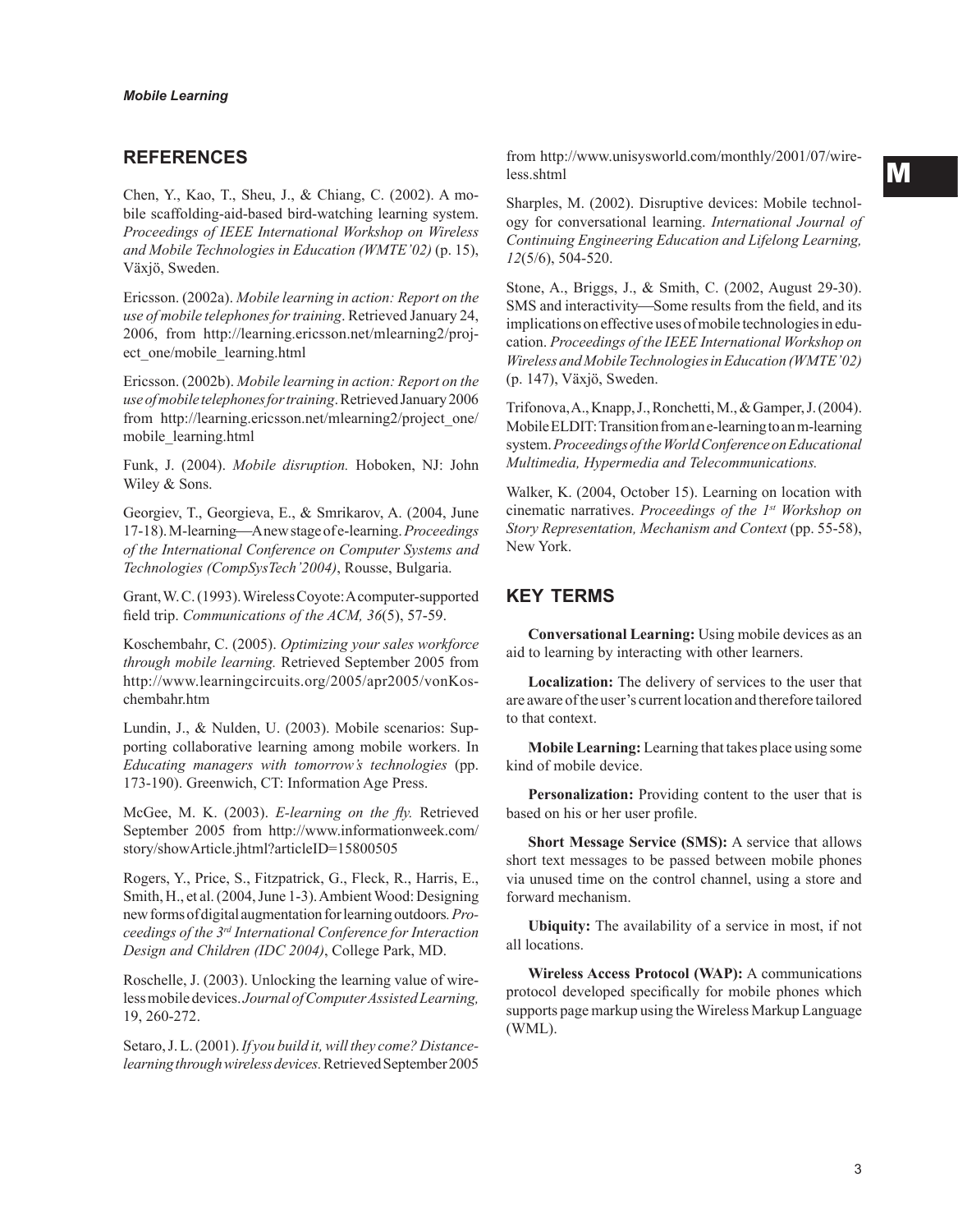## REFERENCES

Chen, Y., Kao, T., Sheu, J., & Chiang, C. (2002). A mobile scaffolding-aid-based bird-watching learning system. *Proceedings of IEEE International Workshop on Wireless and Mobile Technologies in Education (WMTE'02)* (p. 15), Växjö, Sweden.

Ericsson. (2002a). *Mobile learning in action: Report on the use of mobile telephones for training*. Retrieved January 24, 2006, from http://learning.ericsson.net/mlearning2/project_one/mobile_learning.html

Ericsson. (2002b). *Mobile learning in action: Report on the use of mobile telephones for training*. Retrieved January 2006 from http://learning.ericsson.net/mlearning2/project_one/mobile_learning.html

Funk, J. (2004). *Mobile disruption.* Hoboken, NJ: John Wiley & Sons.

Georgiev, T., Georgieva, E., & Smrikarov, A. (2004, June 17-18). M-learning—A new stage of e-learning. *Proceedings of the International Conference on Computer Systems and Technologies (CompSysTech'2004)*, Rousse, Bulgaria.

Grant, W. C. (1993). Wireless Coyote: A computer-supported field trip. *Communications of the ACM, 36*(5), 57-59.

Koschembahr, C. (2005). *Optimizing your sales workforce through mobile learning.* Retrieved September 2005 from http://www.learningcircuits.org/2005/apr2005/vonKoschembahr.htm

Lundin, J., & Nulden, U. (2003). Mobile scenarios: Supporting collaborative learning among mobile workers. In *Educating managers with tomorrow's technologies* (pp. 173-190). Greenwich, CT: Information Age Press.

McGee, M. K. (2003). *E-learning on the fly.* Retrieved September 2005 from http://www.informationweek.com/story/showArticle.jhtml?articleID=15800505

Rogers, Y., Price, S., Fitzpatrick, G., Fleck, R., Harris, E., Smith, H., et al. (2004, June 1-3). Ambient Wood: Designing new forms of digital augmentation for learning outdoors. *Proceedings of the 3rd International Conference for Interaction Design and Children (IDC 2004)*, College Park, MD.

Roschelle, J. (2003). Unlocking the learning value of wireless mobile devices. *Journal of Computer Assisted Learning,* 19, 260-272.

Setaro, J. L. (2001). *If you build it, will they come? Distance-learning through wireless devices.* Retrieved September 2005 from http://www.unisysworld.com/monthly/2001/07/wireless.shtml

Sharples, M. (2002). Disruptive devices: Mobile technology for conversational learning. *International Journal of Continuing Engineering Education and Lifelong Learning, 12*(5/6), 504-520.

Stone, A., Briggs, J., & Smith, C. (2002, August 29-30). SMS and interactivity—Some results from the field, and its implications on effective uses of mobile technologies in education. *Proceedings of the IEEE International Workshop on Wireless and Mobile Technologies in Education (WMTE'02)* (p. 147), Växjö, Sweden.

Trifonova, A., Knapp, J., Ronchetti, M., & Gamper, J. (2004). Mobile ELDIT: Transition from an e-learning to an m-learning system. *Proceedings of the World Conference on Educational Multimedia, Hypermedia and Telecommunications.*

Walker, K. (2004, October 15). Learning on location with cinematic narratives. *Proceedings of the 1st Workshop on Story Representation, Mechanism and Context* (pp. 55-58), New York.

## KEY TERMS

**Conversational Learning:** Using mobile devices as an aid to learning by interacting with other learners.

**Localization:** The delivery of services to the user that are aware of the user's current location and therefore tailored to that context.

**Mobile Learning:** Learning that takes place using some kind of mobile device.

**Personalization:** Providing content to the user that is based on his or her user profile.

**Short Message Service (SMS):** A service that allows short text messages to be passed between mobile phones via unused time on the control channel, using a store and forward mechanism.

**Ubiquity:** The availability of a service in most, if not all locations.

**Wireless Access Protocol (WAP):** A communications protocol developed specifically for mobile phones which supports page markup using the Wireless Markup Language (WML).